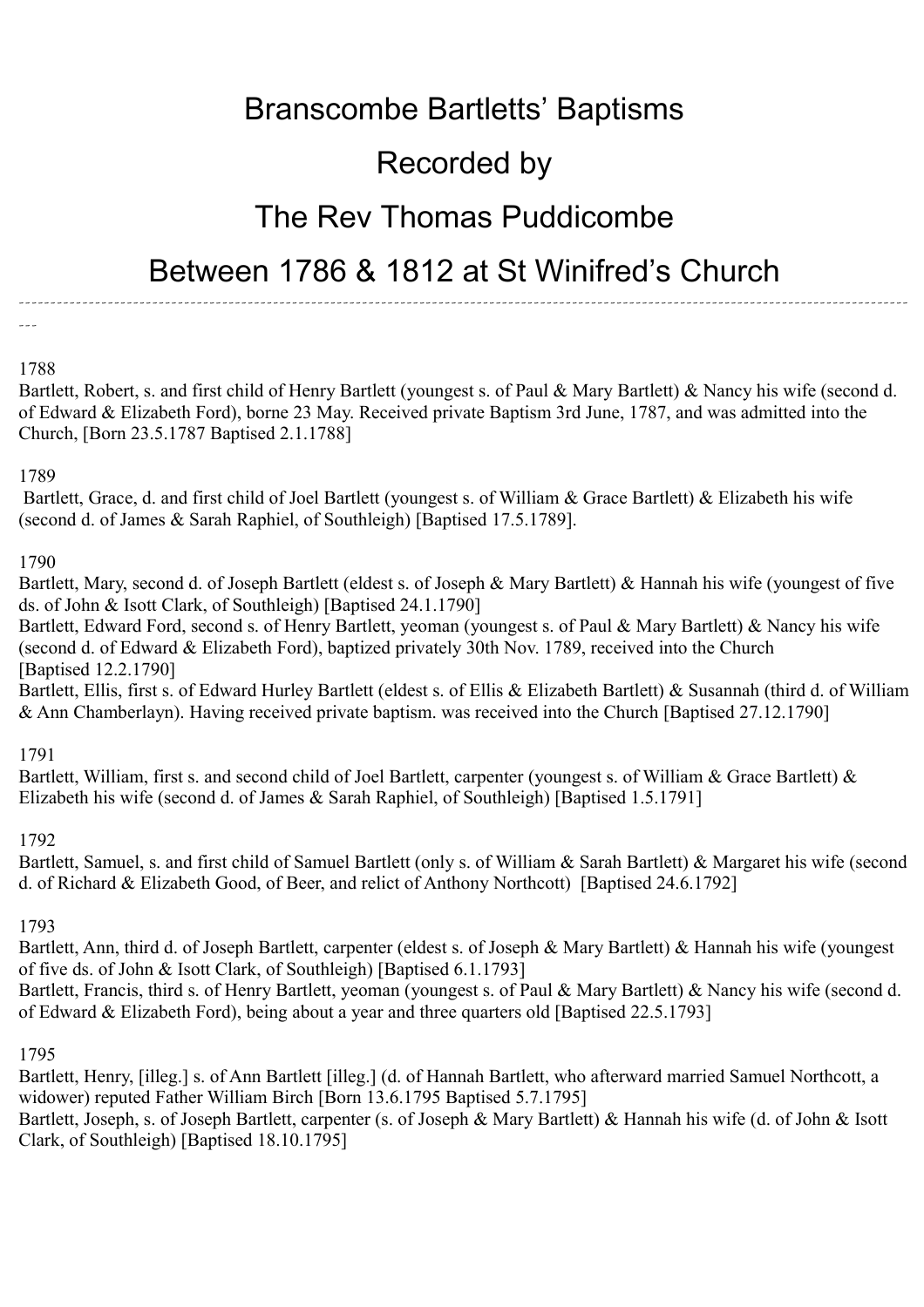# Branscombe Bartletts' Baptisms

# Recorded by

# The Rev Thomas Puddicombe

# Between 1786 & 1812 at St Winifred's Church

---

1788

Bartlett, Robert, s. and first child of Henry Bartlett (youngest s. of Paul & Mary Bartlett) & Nancy his wife (second d. of Edward & Elizabeth Ford), borne 23 May. Received private Baptism 3rd June, 1787, and was admitted into the Church, [Born 23.5.1787 Baptised 2.1.1788]

1789

Bartlett, Grace, d. and first child of Joel Bartlett (youngest s. of William & Grace Bartlett) & Elizabeth his wife (second d. of James & Sarah Raphiel, of Southleigh) [Baptised 17.5.1789].

1790

Bartlett, Mary, second d. of Joseph Bartlett (eldest s. of Joseph & Mary Bartlett) & Hannah his wife (youngest of five ds. of John & Isott Clark, of Southleigh) [Baptised 24.1.1790]

Bartlett, Edward Ford, second s. of Henry Bartlett, yeoman (youngest s. of Paul & Mary Bartlett) & Nancy his wife (second d. of Edward & Elizabeth Ford), baptized privately 30th Nov. 1789, received into the Church [Baptised 12.2.1790]

Bartlett, Ellis, first s. of Edward Hurley Bartlett (eldest s. of Ellis & Elizabeth Bartlett) & Susannah (third d. of William & Ann Chamberlayn). Having received private baptism. was received into the Church [Baptised 27.12.1790]

1791

Bartlett, William, first s. and second child of Joel Bartlett, carpenter (youngest s. of William & Grace Bartlett) & Elizabeth his wife (second d. of James & Sarah Raphiel, of Southleigh) [Baptised 1.5.1791]

1792

Bartlett, Samuel, s. and first child of Samuel Bartlett (only s. of William & Sarah Bartlett) & Margaret his wife (second d. of Richard & Elizabeth Good, of Beer, and relict of Anthony Northcott) [Baptised 24.6.1792]

1793

Bartlett, Ann, third d. of Joseph Bartlett, carpenter (eldest s. of Joseph & Mary Bartlett) & Hannah his wife (youngest of five ds. of John & Isott Clark, of Southleigh) [Baptised 6.1.1793]

Bartlett, Francis, third s. of Henry Bartlett, yeoman (youngest s. of Paul & Mary Bartlett) & Nancy his wife (second d. of Edward & Elizabeth Ford), being about a year and three quarters old [Baptised 22.5.1793]

1795

Bartlett, Henry, [illeg.] s. of Ann Bartlett [illeg.] (d. of Hannah Bartlett, who afterward married Samuel Northcott, a widower) reputed Father William Birch [Born 13.6.1795 Baptised 5.7.1795]

Bartlett, Joseph, s. of Joseph Bartlett, carpenter (s. of Joseph & Mary Bartlett) & Hannah his wife (d. of John & Isott Clark, of Southleigh) [Baptised 18.10.1795]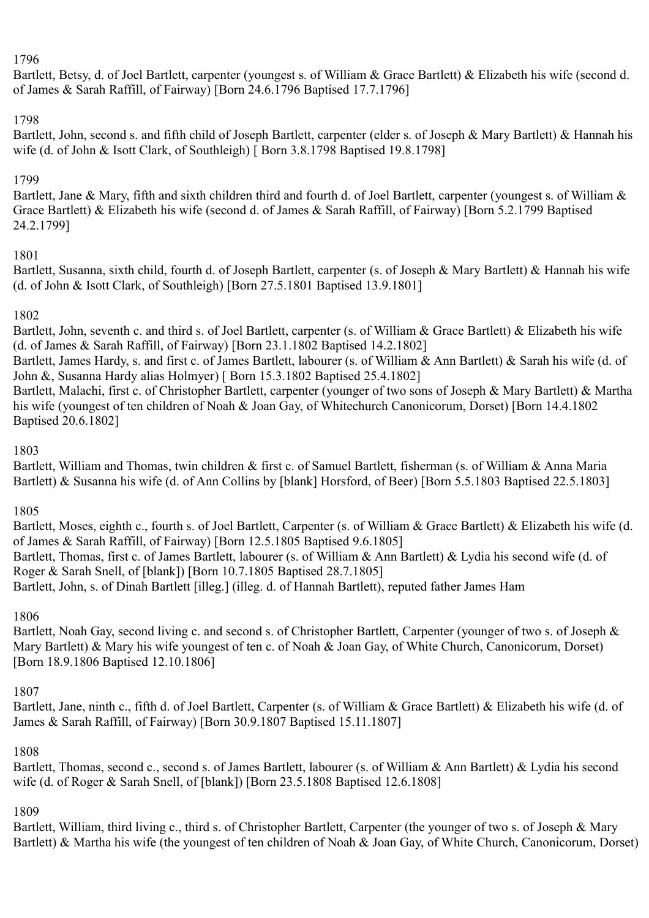1796

Bartlett, Betsy, d. of Joel Bartlett, carpenter (youngest s. of William & Grace Bartlett) & Elizabeth his wife (second d. of James & Sarah Raffill, of Fairway) [Born 24.6.1796 Baptised 17.7.1796]

1798

Bartlett, John, second s. and fifth child of Joseph Bartlett, carpenter (elder s. of Joseph & Mary Bartlett) & Hannah his wife (d. of John & Isott Clark, of Southleigh) [ Born 3.8.1798 Baptised 19.8.1798]

1799

Bartlett, Jane & Mary, fifth and sixth children third and fourth d. of Joel Bartlett, carpenter (youngest s. of William & Grace Bartlett) & Elizabeth his wife (second d. of James & Sarah Raffill, of Fairway) [Born 5.2.1799 Baptised 24.2.1799]

1801

Bartlett, Susanna, sixth child, fourth d. of Joseph Bartlett, carpenter (s. of Joseph & Mary Bartlett) & Hannah his wife (d. of John & Isott Clark, of Southleigh) [Born 27.5.1801 Baptised 13.9.1801]

1802

Bartlett, John, seventh c. and third s. of Joel Bartlett, carpenter (s. of William & Grace Bartlett) & Elizabeth his wife (d. of James & Sarah Raffill, of Fairway) [Born 23.1.1802 Baptised 14.2.1802]

Bartlett, James Hardy, s. and first c. of James Bartlett, labourer (s. of William & Ann Bartlett) & Sarah his wife (d. of John &, Susanna Hardy alias Holmyer) [ Born 15.3.1802 Baptised 25.4.1802]

Bartlett, Malachi, first c. of Christopher Bartlett, carpenter (younger of two sons of Joseph & Mary Bartlett) & Martha his wife (youngest of ten children of Noah & Joan Gay, of Whitechurch Canonicorum, Dorset) [Born 14.4.1802 Baptised 20.6.1802]

1803

Bartlett, William and Thomas, twin children & first c. of Samuel Bartlett, fisherman (s. of William & Anna Maria Bartlett) & Susanna his wife (d. of Ann Collins by [blank] Horsford, of Beer) [Born 5.5.1803 Baptised 22.5.1803]

1805

Bartlett, Moses, eighth c., fourth s. of Joel Bartlett, Carpenter (s. of William & Grace Bartlett) & Elizabeth his wife (d. of James & Sarah Raffill, of Fairway) [Born 12.5.1805 Baptised 9.6.1805]

Bartlett, Thomas, first c. of James Bartlett, labourer (s. of William & Ann Bartlett) & Lydia his second wife (d. of Roger & Sarah Snell, of [blank]) [Born 10.7.1805 Baptised 28.7.1805]

Bartlett, John, s. of Dinah Bartlett [illeg.] (illeg. d. of Hannah Bartlett), reputed father James Ham

1806

Bartlett, Noah Gay, second living c. and second s. of Christopher Bartlett, Carpenter (younger of two s. of Joseph & Mary Bartlett) & Mary his wife youngest of ten c. of Noah & Joan Gay, of White Church, Canonicorum, Dorset) [Born 18.9.1806 Baptised 12.10.1806]

1807

Bartlett, Jane, ninth c., fifth d. of Joel Bartlett, Carpenter (s. of William & Grace Bartlett) & Elizabeth his wife (d. of James & Sarah Raffill, of Fairway) [Born 30.9.1807 Baptised 15.11.1807]

1808

Bartlett, Thomas, second c., second s. of James Bartlett, labourer (s. of William & Ann Bartlett) & Lydia his second wife (d. of Roger & Sarah Snell, of [blank]) [Born 23.5.1808 Baptised 12.6.1808]

1809

Bartlett, William, third living c., third s. of Christopher Bartlett, Carpenter (the younger of two s. of Joseph & Mary Bartlett) & Martha his wife (the youngest of ten children of Noah & Joan Gay, of White Church, Canonicorum, Dorset)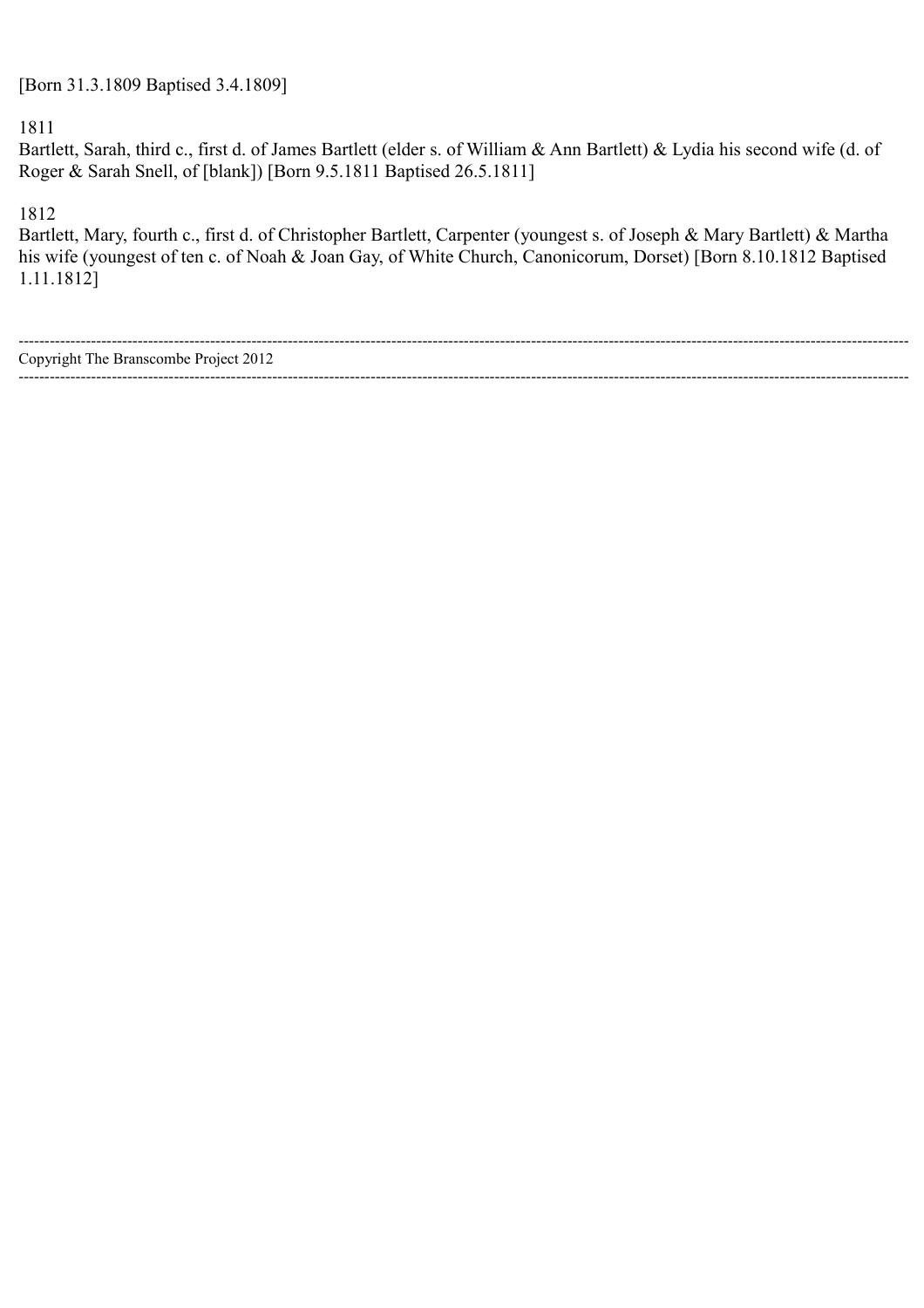[Born 31.3.1809 Baptised 3.4.1809]

1811

Bartlett, Sarah, third c., first d. of James Bartlett (elder s. of William & Ann Bartlett) & Lydia his second wife (d. of Roger & Sarah Snell, of [blank]) [Born 9.5.1811 Baptised 26.5.1811]

1812

Bartlett, Mary, fourth c., first d. of Christopher Bartlett, Carpenter (youngest s. of Joseph & Mary Bartlett) & Martha his wife (youngest of ten c. of Noah & Joan Gay, of White Church, Canonicorum, Dorset) [Born 8.10.1812 Baptised 1.11.1812]

---

Copyright The Branscombe Project 2012

---